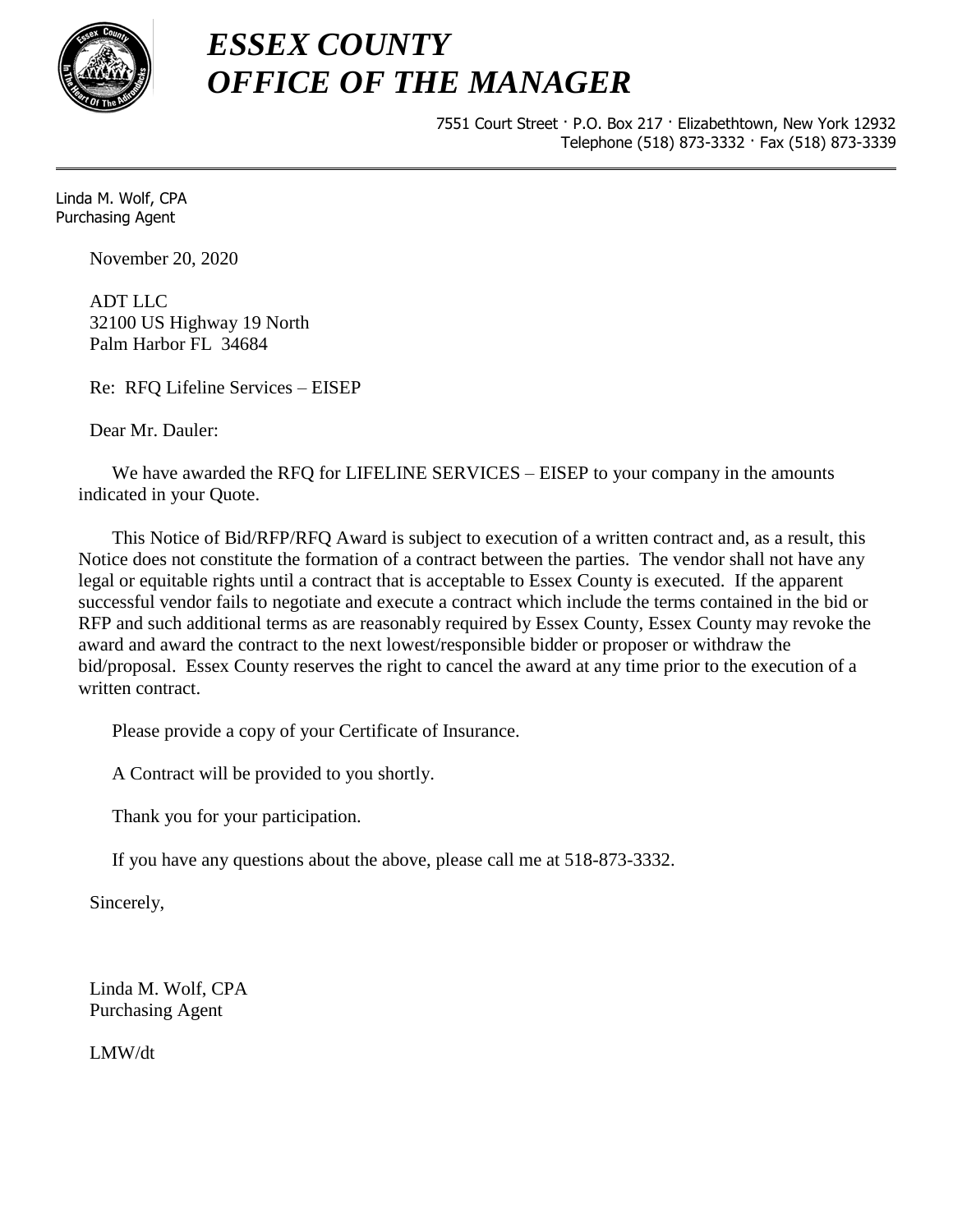# *ESSEX COUNTY*
# *OFFICE OF THE MANAGER*

7551 Court Street · P.O. Box 217 · Elizabethtown, New York 12932
Telephone (518) 873-3332 · Fax (518) 873-3339

---

Linda M. Wolf, CPA
Purchasing Agent

November 20, 2020

ADT LLC
32100 US Highway 19 North
Palm Harbor FL 34684

Re: RFQ Lifeline Services – EISEP

Dear Mr. Dauler:

We have awarded the RFQ for LIFELINE SERVICES – EISEP to your company in the amounts indicated in your Quote.

This Notice of Bid/RFP/RFQ Award is subject to execution of a written contract and, as a result, this Notice does not constitute the formation of a contract between the parties. The vendor shall not have any legal or equitable rights until a contract that is acceptable to Essex County is executed. If the apparent successful vendor fails to negotiate and execute a contract which include the terms contained in the bid or RFP and such additional terms as are reasonably required by Essex County, Essex County may revoke the award and award the contract to the next lowest/responsible bidder or proposer or withdraw the bid/proposal. Essex County reserves the right to cancel the award at any time prior to the execution of a written contract.

Please provide a copy of your Certificate of Insurance.

A Contract will be provided to you shortly.

Thank you for your participation.

If you have any questions about the above, please call me at 518-873-3332.

Sincerely,

Linda M. Wolf, CPA
Purchasing Agent

LMW/dt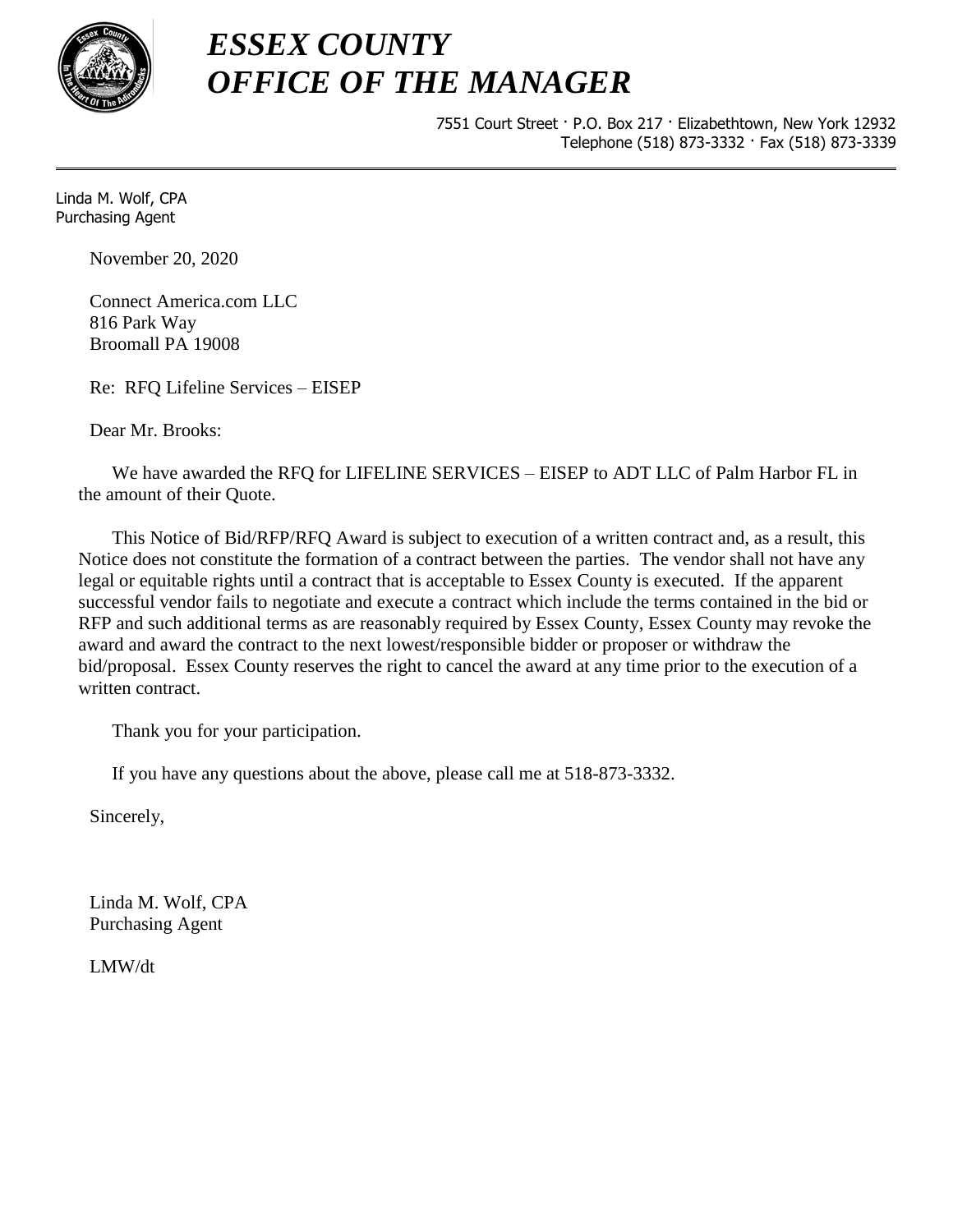# *ESSEX COUNTY*
# *OFFICE OF THE MANAGER*

7551 Court Street · P.O. Box 217 · Elizabethtown, New York 12932
Telephone (518) 873-3332 · Fax (518) 873-3339

---

Linda M. Wolf, CPA
Purchasing Agent

November 20, 2020

Connect America.com LLC
816 Park Way
Broomall PA 19008

Re: RFQ Lifeline Services – EISEP

Dear Mr. Brooks:

We have awarded the RFQ for LIFELINE SERVICES – EISEP to ADT LLC of Palm Harbor FL in the amount of their Quote.

This Notice of Bid/RFP/RFQ Award is subject to execution of a written contract and, as a result, this Notice does not constitute the formation of a contract between the parties. The vendor shall not have any legal or equitable rights until a contract that is acceptable to Essex County is executed. If the apparent successful vendor fails to negotiate and execute a contract which include the terms contained in the bid or RFP and such additional terms as are reasonably required by Essex County, Essex County may revoke the award and award the contract to the next lowest/responsible bidder or proposer or withdraw the bid/proposal. Essex County reserves the right to cancel the award at any time prior to the execution of a written contract.

Thank you for your participation.

If you have any questions about the above, please call me at 518-873-3332.

Sincerely,

Linda M. Wolf, CPA
Purchasing Agent

LMW/dt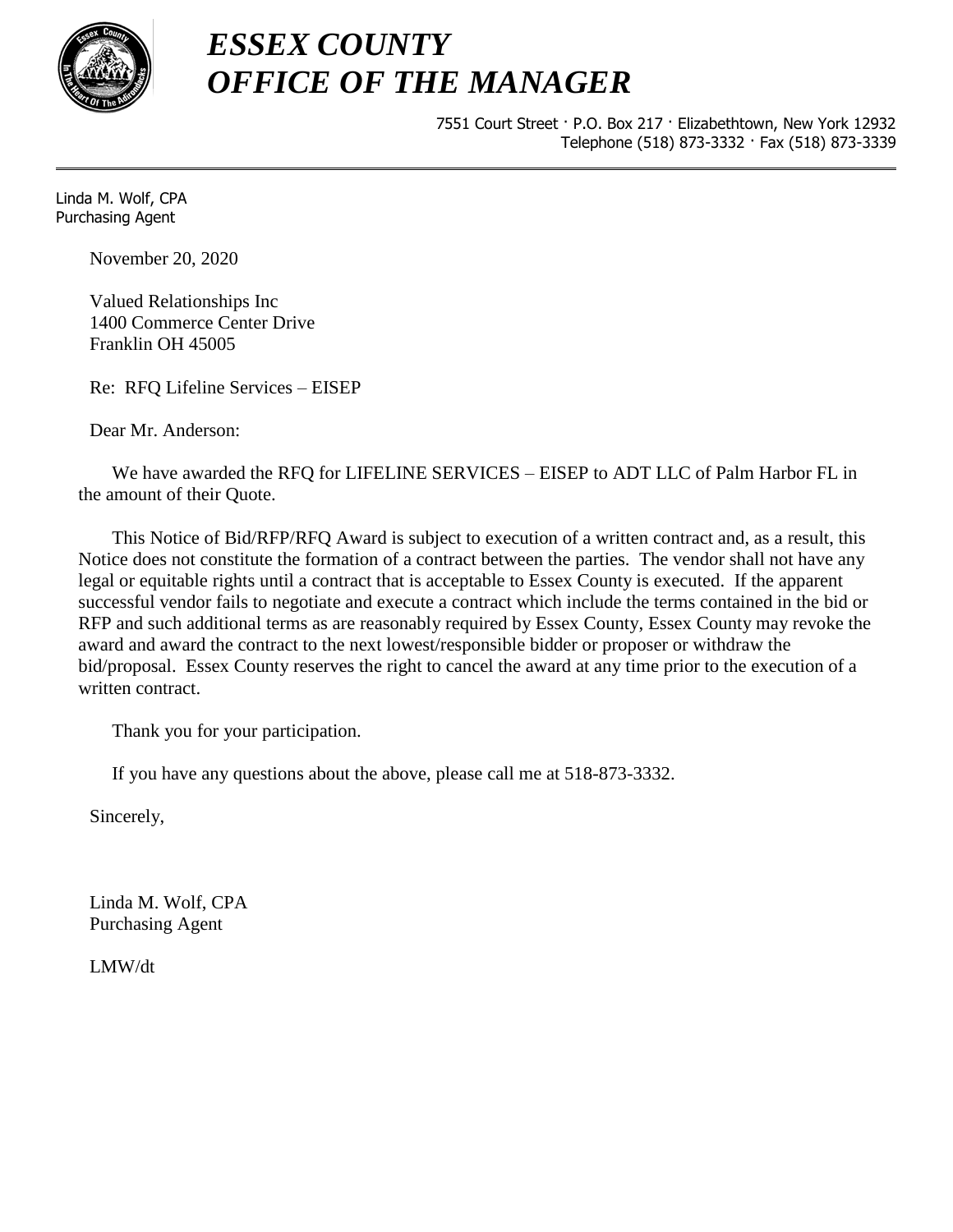# *ESSEX COUNTY*
# *OFFICE OF THE MANAGER*

7551 Court Street · P.O. Box 217 · Elizabethtown, New York 12932
Telephone (518) 873-3332 · Fax (518) 873-3339

---

Linda M. Wolf, CPA
Purchasing Agent

November 20, 2020

Valued Relationships Inc
1400 Commerce Center Drive
Franklin OH 45005

Re: RFQ Lifeline Services – EISEP

Dear Mr. Anderson:

We have awarded the RFQ for LIFELINE SERVICES – EISEP to ADT LLC of Palm Harbor FL in the amount of their Quote.

This Notice of Bid/RFP/RFQ Award is subject to execution of a written contract and, as a result, this Notice does not constitute the formation of a contract between the parties. The vendor shall not have any legal or equitable rights until a contract that is acceptable to Essex County is executed. If the apparent successful vendor fails to negotiate and execute a contract which include the terms contained in the bid or RFP and such additional terms as are reasonably required by Essex County, Essex County may revoke the award and award the contract to the next lowest/responsible bidder or proposer or withdraw the bid/proposal. Essex County reserves the right to cancel the award at any time prior to the execution of a written contract.

Thank you for your participation.

If you have any questions about the above, please call me at 518-873-3332.

Sincerely,

Linda M. Wolf, CPA
Purchasing Agent

LMW/dt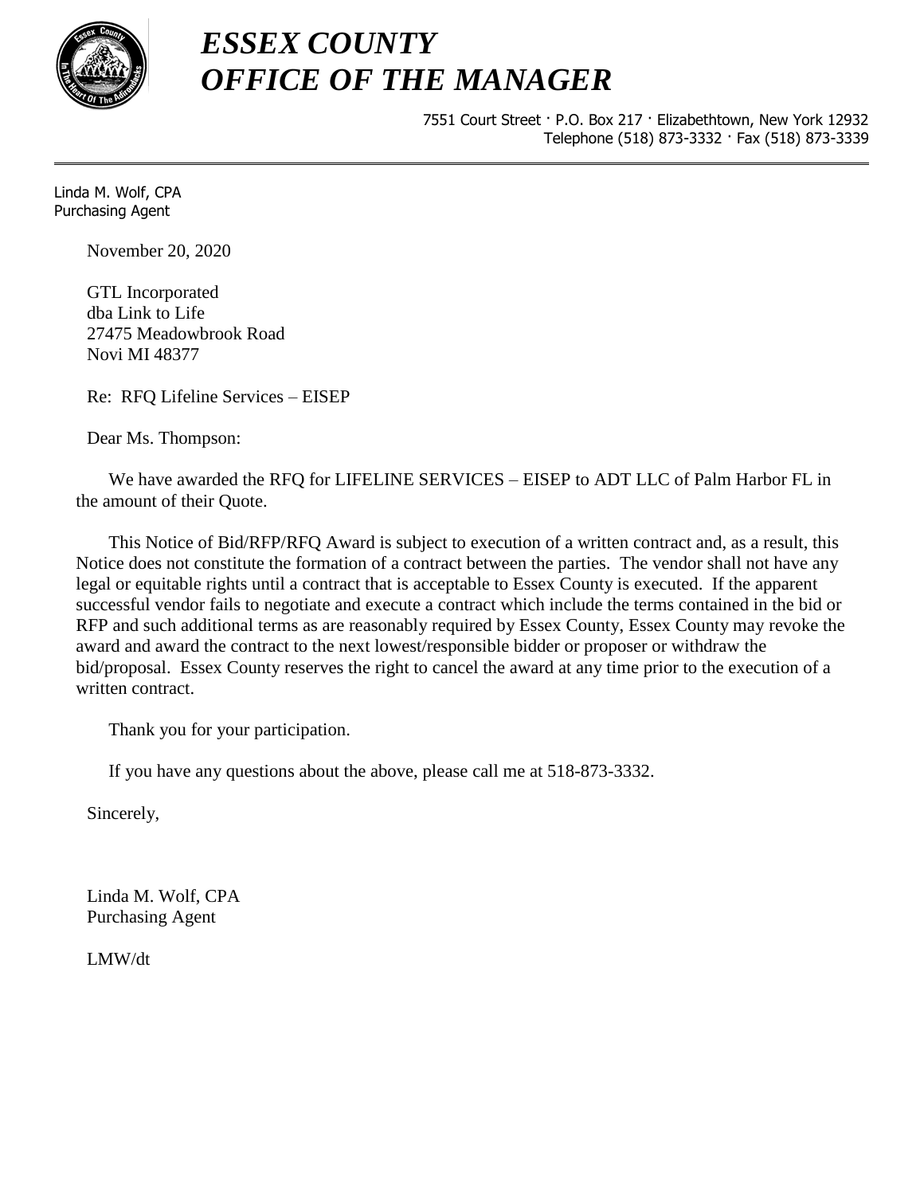# *ESSEX COUNTY*
# *OFFICE OF THE MANAGER*

7551 Court Street · P.O. Box 217 · Elizabethtown, New York 12932
Telephone (518) 873-3332 · Fax (518) 873-3339

---

Linda M. Wolf, CPA
Purchasing Agent

November 20, 2020

GTL Incorporated
dba Link to Life
27475 Meadowbrook Road
Novi MI 48377

Re: RFQ Lifeline Services – EISEP

Dear Ms. Thompson:

We have awarded the RFQ for LIFELINE SERVICES – EISEP to ADT LLC of Palm Harbor FL in the amount of their Quote.

This Notice of Bid/RFP/RFQ Award is subject to execution of a written contract and, as a result, this Notice does not constitute the formation of a contract between the parties. The vendor shall not have any legal or equitable rights until a contract that is acceptable to Essex County is executed. If the apparent successful vendor fails to negotiate and execute a contract which include the terms contained in the bid or RFP and such additional terms as are reasonably required by Essex County, Essex County may revoke the award and award the contract to the next lowest/responsible bidder or proposer or withdraw the bid/proposal. Essex County reserves the right to cancel the award at any time prior to the execution of a written contract.

Thank you for your participation.

If you have any questions about the above, please call me at 518-873-3332.

Sincerely,

Linda M. Wolf, CPA
Purchasing Agent

LMW/dt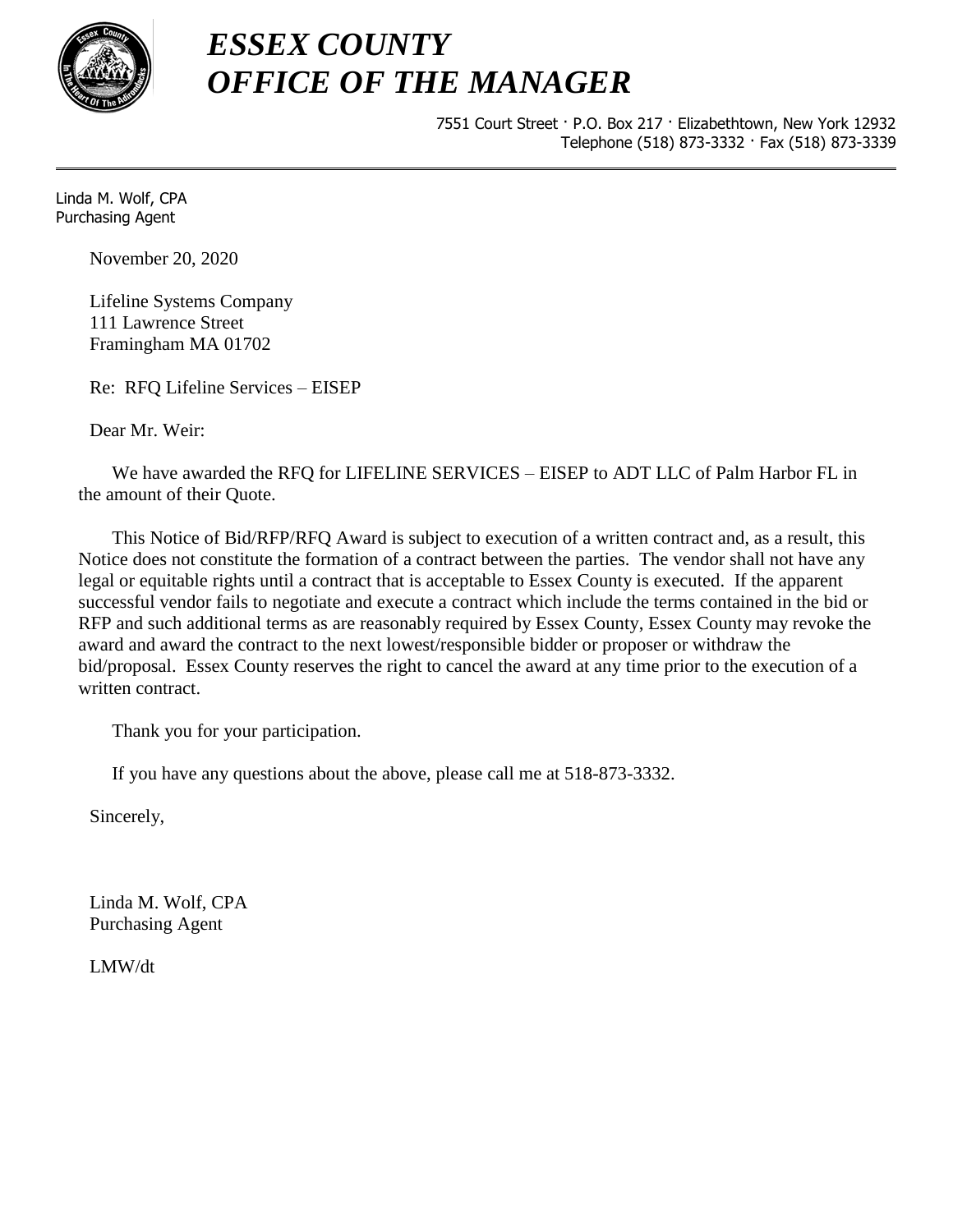# *ESSEX COUNTY*
# *OFFICE OF THE MANAGER*

7551 Court Street · P.O. Box 217 · Elizabethtown, New York 12932
Telephone (518) 873-3332 · Fax (518) 873-3339

---

Linda M. Wolf, CPA
Purchasing Agent

November 20, 2020

Lifeline Systems Company
111 Lawrence Street
Framingham MA 01702

Re: RFQ Lifeline Services – EISEP

Dear Mr. Weir:

We have awarded the RFQ for LIFELINE SERVICES – EISEP to ADT LLC of Palm Harbor FL in the amount of their Quote.

This Notice of Bid/RFP/RFQ Award is subject to execution of a written contract and, as a result, this Notice does not constitute the formation of a contract between the parties. The vendor shall not have any legal or equitable rights until a contract that is acceptable to Essex County is executed. If the apparent successful vendor fails to negotiate and execute a contract which include the terms contained in the bid or RFP and such additional terms as are reasonably required by Essex County, Essex County may revoke the award and award the contract to the next lowest/responsible bidder or proposer or withdraw the bid/proposal. Essex County reserves the right to cancel the award at any time prior to the execution of a written contract.

Thank you for your participation.

If you have any questions about the above, please call me at 518-873-3332.

Sincerely,

Linda M. Wolf, CPA
Purchasing Agent

LMW/dt